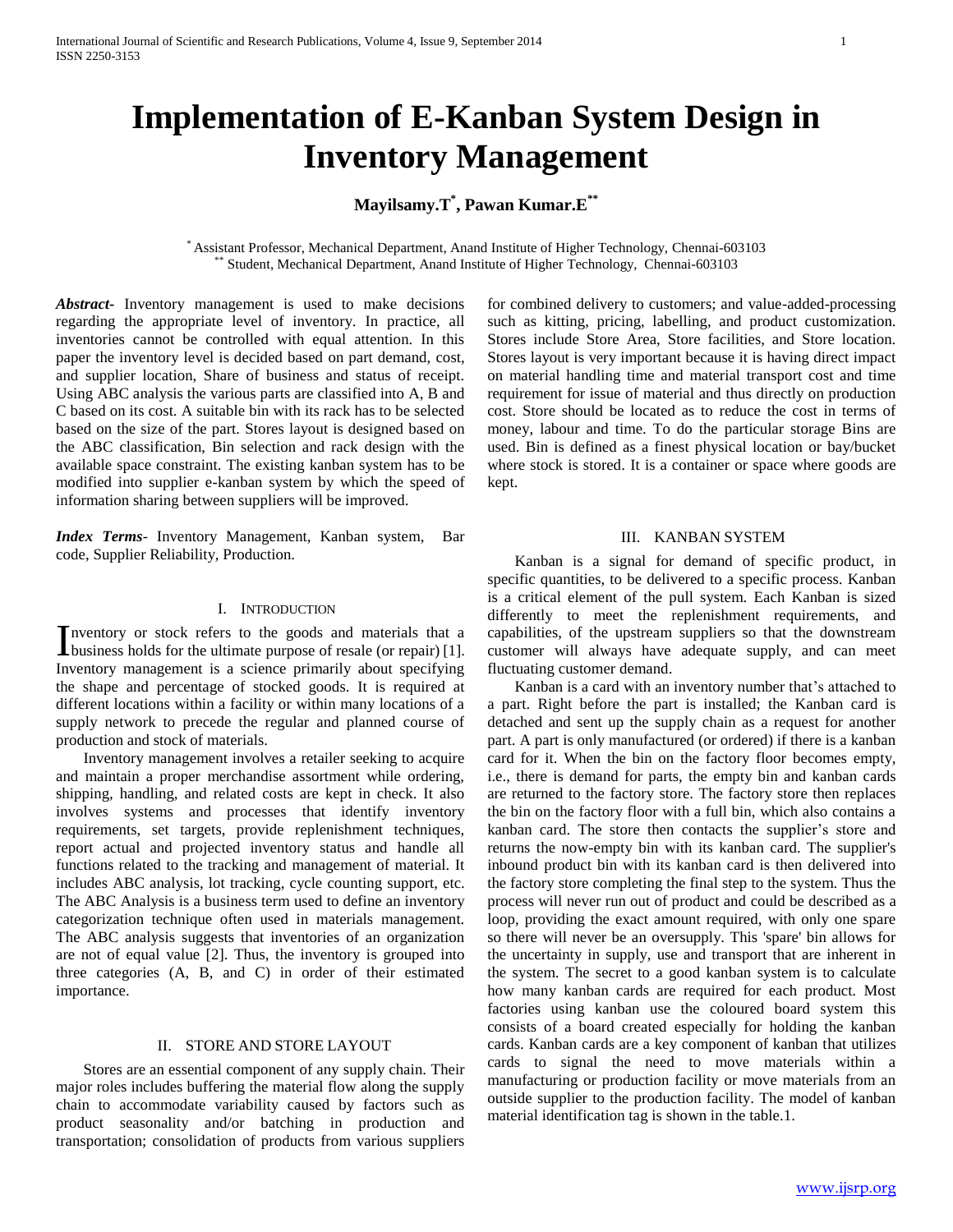# Implementation of E-Kanban System Design in Inventory Management

**Mayilsamy.T[*], Pawan Kumar.E[**]**

[*] Assistant Professor, Mechanical Department, Anand Institute of Higher Technology, Chennai-603103
[**] Student, Mechanical Department, Anand Institute of Higher Technology, Chennai-603103

***Abstract***- Inventory management is used to make decisions regarding the appropriate level of inventory. In practice, all inventories cannot be controlled with equal attention. In this paper the inventory level is decided based on part demand, cost, and supplier location, Share of business and status of receipt. Using ABC analysis the various parts are classified into A, B and C based on its cost. A suitable bin with its rack has to be selected based on the size of the part. Stores layout is designed based on the ABC classification, Bin selection and rack design with the available space constraint. The existing kanban system has to be modified into supplier e-kanban system by which the speed of information sharing between suppliers will be improved.

***Index Terms***- Inventory Management, Kanban system, Bar code, Supplier Reliability, Production.

## I. Introduction

Inventory or stock refers to the goods and materials that a business holds for the ultimate purpose of resale (or repair) [1]. Inventory management is a science primarily about specifying the shape and percentage of stocked goods. It is required at different locations within a facility or within many locations of a supply network to precede the regular and planned course of production and stock of materials.

Inventory management involves a retailer seeking to acquire and maintain a proper merchandise assortment while ordering, shipping, handling, and related costs are kept in check. It also involves systems and processes that identify inventory requirements, set targets, provide replenishment techniques, report actual and projected inventory status and handle all functions related to the tracking and management of material. It includes ABC analysis, lot tracking, cycle counting support, etc. The ABC Analysis is a business term used to define an inventory categorization technique often used in materials management. The ABC analysis suggests that inventories of an organization are not of equal value [2]. Thus, the inventory is grouped into three categories (A, B, and C) in order of their estimated importance.

## II. Store and Store Layout

Stores are an essential component of any supply chain. Their major roles includes buffering the material flow along the supply chain to accommodate variability caused by factors such as product seasonality and/or batching in production and transportation; consolidation of products from various suppliers for combined delivery to customers; and value-added-processing such as kitting, pricing, labelling, and product customization. Stores include Store Area, Store facilities, and Store location. Stores layout is very important because it is having direct impact on material handling time and material transport cost and time requirement for issue of material and thus directly on production cost. Store should be located as to reduce the cost in terms of money, labour and time. To do the particular storage Bins are used. Bin is defined as a finest physical location or bay/bucket where stock is stored. It is a container or space where goods are kept.

## III. Kanban System

Kanban is a signal for demand of specific product, in specific quantities, to be delivered to a specific process. Kanban is a critical element of the pull system. Each Kanban is sized differently to meet the replenishment requirements, and capabilities, of the upstream suppliers so that the downstream customer will always have adequate supply, and can meet fluctuating customer demand.

Kanban is a card with an inventory number that's attached to a part. Right before the part is installed; the Kanban card is detached and sent up the supply chain as a request for another part. A part is only manufactured (or ordered) if there is a kanban card for it. When the bin on the factory floor becomes empty, i.e., there is demand for parts, the empty bin and kanban cards are returned to the factory store. The factory store then replaces the bin on the factory floor with a full bin, which also contains a kanban card. The store then contacts the supplier's store and returns the now-empty bin with its kanban card. The supplier's inbound product bin with its kanban card is then delivered into the factory store completing the final step to the system. Thus the process will never run out of product and could be described as a loop, providing the exact amount required, with only one spare so there will never be an oversupply. This 'spare' bin allows for the uncertainty in supply, use and transport that are inherent in the system. The secret to a good kanban system is to calculate how many kanban cards are required for each product. Most factories using kanban use the coloured board system this consists of a board created especially for holding the kanban cards. Kanban cards are a key component of kanban that utilizes cards to signal the need to move materials within a manufacturing or production facility or move materials from an outside supplier to the production facility. The model of kanban material identification tag is shown in the table.1.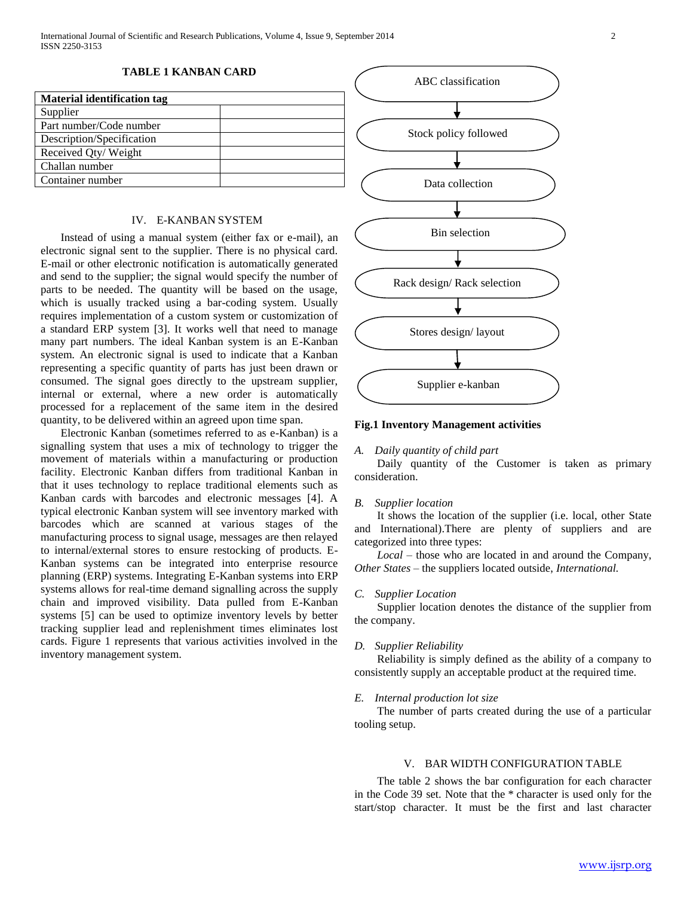**TABLE 1 KANBAN CARD**

| Material identification tag | |
|---|---|
| Supplier | |
| Part number/Code number | |
| Description/Specification | |
| Received Qty/ Weight | |
| Challan number | |
| Container number | |

## IV. E-KANBAN SYSTEM

Instead of using a manual system (either fax or e-mail), an electronic signal sent to the supplier. There is no physical card. E-mail or other electronic notification is automatically generated and send to the supplier; the signal would specify the number of parts to be needed. The quantity will be based on the usage, which is usually tracked using a bar-coding system. Usually requires implementation of a custom system or customization of a standard ERP system [3]. It works well that need to manage many part numbers. The ideal Kanban system is an E-Kanban system. An electronic signal is used to indicate that a Kanban representing a specific quantity of parts has just been drawn or consumed. The signal goes directly to the upstream supplier, internal or external, where a new order is automatically processed for a replacement of the same item in the desired quantity, to be delivered within an agreed upon time span.

Electronic Kanban (sometimes referred to as e-Kanban) is a signalling system that uses a mix of technology to trigger the movement of materials within a manufacturing or production facility. Electronic Kanban differs from traditional Kanban in that it uses technology to replace traditional elements such as Kanban cards with barcodes and electronic messages [4]. A typical electronic Kanban system will see inventory marked with barcodes which are scanned at various stages of the manufacturing process to signal usage, messages are then relayed to internal/external stores to ensure restocking of products. E-Kanban systems can be integrated into enterprise resource planning (ERP) systems. Integrating E-Kanban systems into ERP systems allows for real-time demand signalling across the supply chain and improved visibility. Data pulled from E-Kanban systems [5] can be used to optimize inventory levels by better tracking supplier lead and replenishment times eliminates lost cards. Figure 1 represents that various activities involved in the inventory management system.

ABC classification → Stock policy followed → Data collection → Bin selection → Rack design/ Rack selection → Stores design/ layout → Supplier e-kanban

**Fig.1 Inventory Management activities**

### A. *Daily quantity of child part*

Daily quantity of the Customer is taken as primary consideration.

### B. *Supplier location*

It shows the location of the supplier (i.e. local, other State and International).There are plenty of suppliers and are categorized into three types:

*Local* – those who are located in and around the Company, *Other States* – the suppliers located outside, *International.*

### C. *Supplier Location*

Supplier location denotes the distance of the supplier from the company.

### D. *Supplier Reliability*

Reliability is simply defined as the ability of a company to consistently supply an acceptable product at the required time.

### E. *Internal production lot size*

The number of parts created during the use of a particular tooling setup.

## V. BAR WIDTH CONFIGURATION TABLE

The table 2 shows the bar configuration for each character in the Code 39 set. Note that the * character is used only for the start/stop character. It must be the first and last character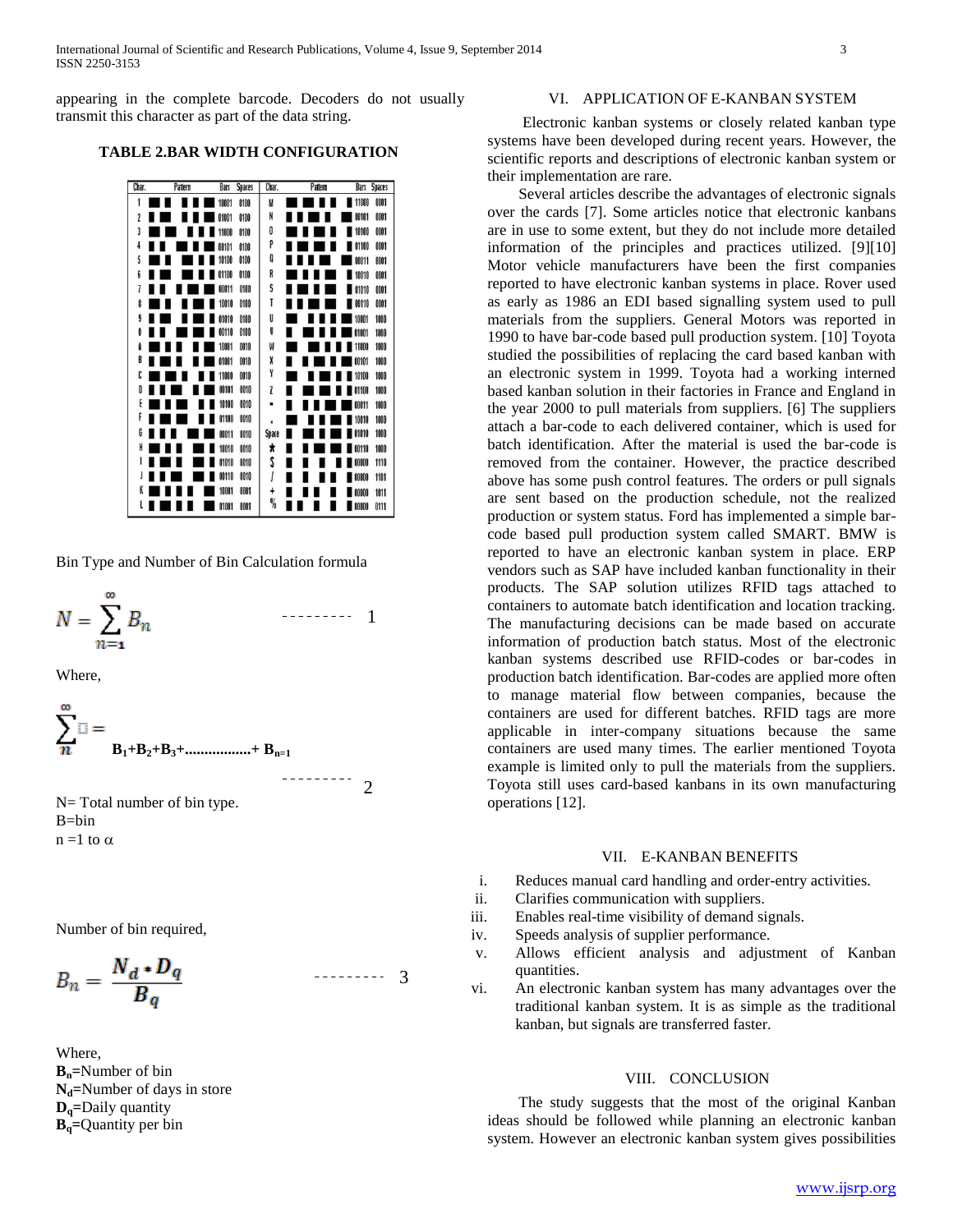appearing in the complete barcode. Decoders do not usually transmit this character as part of the data string.

**TABLE 2.BAR WIDTH CONFIGURATION**

| Char. | Pattern | Bars | Spaces | Char. | Pattern | Bars | Spaces |
|---|---|---|---|---|---|---|---|
| 1 | | 10001 | 0100 | M | | 11000 | 0001 |
| 2 | | 01001 | 0100 | N | | 00101 | 0001 |
| 3 | | 11000 | 0100 | O | | 10100 | 0001 |
| 4 | | 00101 | 0100 | P | | 01100 | 0001 |
| 5 | | 10100 | 0100 | Q | | 00011 | 0001 |
| 6 | | 01100 | 0100 | R | | 10010 | 0001 |
| 7 | | 00011 | 0100 | S | | 01010 | 0001 |
| 8 | | 10010 | 0100 | T | | 00110 | 0001 |
| 9 | | 01010 | 0100 | U | | 10001 | 1000 |
| 0 | | 00110 | 0100 | V | | 01001 | 1000 |
| A | | 10001 | 0010 | W | | 11000 | 1000 |
| B | | 01001 | 0010 | X | | 00101 | 1000 |
| C | | 11000 | 0010 | Y | | 10100 | 1000 |
| D | | 00101 | 0010 | Z | | 01100 | 1000 |
| E | | 10100 | 0010 | - | | 00011 | 1000 |
| F | | 01100 | 0010 | . | | 10010 | 1000 |
| G | | 00011 | 0010 | Space | | 01010 | 1000 |
| H | | 10010 | 0010 | * | | 00110 | 1000 |
| I | | 01010 | 0010 | $ | | 00000 | 1110 |
| J | | 00110 | 0010 | / | | 00000 | 1101 |
| K | | 10001 | 0001 | + | | 00000 | 1011 |
| L | | 01001 | 0001 | % | | 00000 | 0111 |

Bin Type and Number of Bin Calculation formula

$$N = \sum_{n=1}^{\infty} B_n \qquad \text{---------} \quad 1$$

Where,

$$\sum_{n}^{\infty} = B_1+B_2+B_3+\ldots\ldots\ldots\ldots\ldots+ B_{n=1} \qquad \text{---------} \quad 2$$

N= Total number of bin type.
B=bin
n =1 to α

Number of bin required,

$$B_n = \frac{N_d * D_q}{B_q} \qquad \text{---------} \quad 3$$

Where,
$B_n$=Number of bin
$N_d$=Number of days in store
$D_q$=Daily quantity
$B_q$=Quantity per bin

## VI. APPLICATION OF E-KANBAN SYSTEM

Electronic kanban systems or closely related kanban type systems have been developed during recent years. However, the scientific reports and descriptions of electronic kanban system or their implementation are rare.

Several articles describe the advantages of electronic signals over the cards [7]. Some articles notice that electronic kanbans are in use to some extent, but they do not include more detailed information of the principles and practices utilized. [9][10] Motor vehicle manufacturers have been the first companies reported to have electronic kanban systems in place. Rover used as early as 1986 an EDI based signalling system used to pull materials from the suppliers. General Motors was reported in 1990 to have bar-code based pull production system. [10] Toyota studied the possibilities of replacing the card based kanban with an electronic system in 1999. Toyota had a working interned based kanban solution in their factories in France and England in the year 2000 to pull materials from suppliers. [6] The suppliers attach a bar-code to each delivered container, which is used for batch identification. After the material is used the bar-code is removed from the container. However, the practice described above has some push control features. The orders or pull signals are sent based on the production schedule, not the realized production or system status. Ford has implemented a simple bar-code based pull production system called SMART. BMW is reported to have an electronic kanban system in place. ERP vendors such as SAP have included kanban functionality in their products. The SAP solution utilizes RFID tags attached to containers to automate batch identification and location tracking. The manufacturing decisions can be made based on accurate information of production batch status. Most of the electronic kanban systems described use RFID-codes or bar-codes in production batch identification. Bar-codes are applied more often to manage material flow between companies, because the containers are used for different batches. RFID tags are more applicable in inter-company situations because the same containers are used many times. The earlier mentioned Toyota example is limited only to pull the materials from the suppliers. Toyota still uses card-based kanbans in its own manufacturing operations [12].

## VII. E-KANBAN BENEFITS

i. Reduces manual card handling and order-entry activities.
ii. Clarifies communication with suppliers.
iii. Enables real-time visibility of demand signals.
iv. Speeds analysis of supplier performance.
v. Allows efficient analysis and adjustment of Kanban quantities.
vi. An electronic kanban system has many advantages over the traditional kanban system. It is as simple as the traditional kanban, but signals are transferred faster.

## VIII. CONCLUSION

The study suggests that the most of the original Kanban ideas should be followed while planning an electronic kanban system. However an electronic kanban system gives possibilities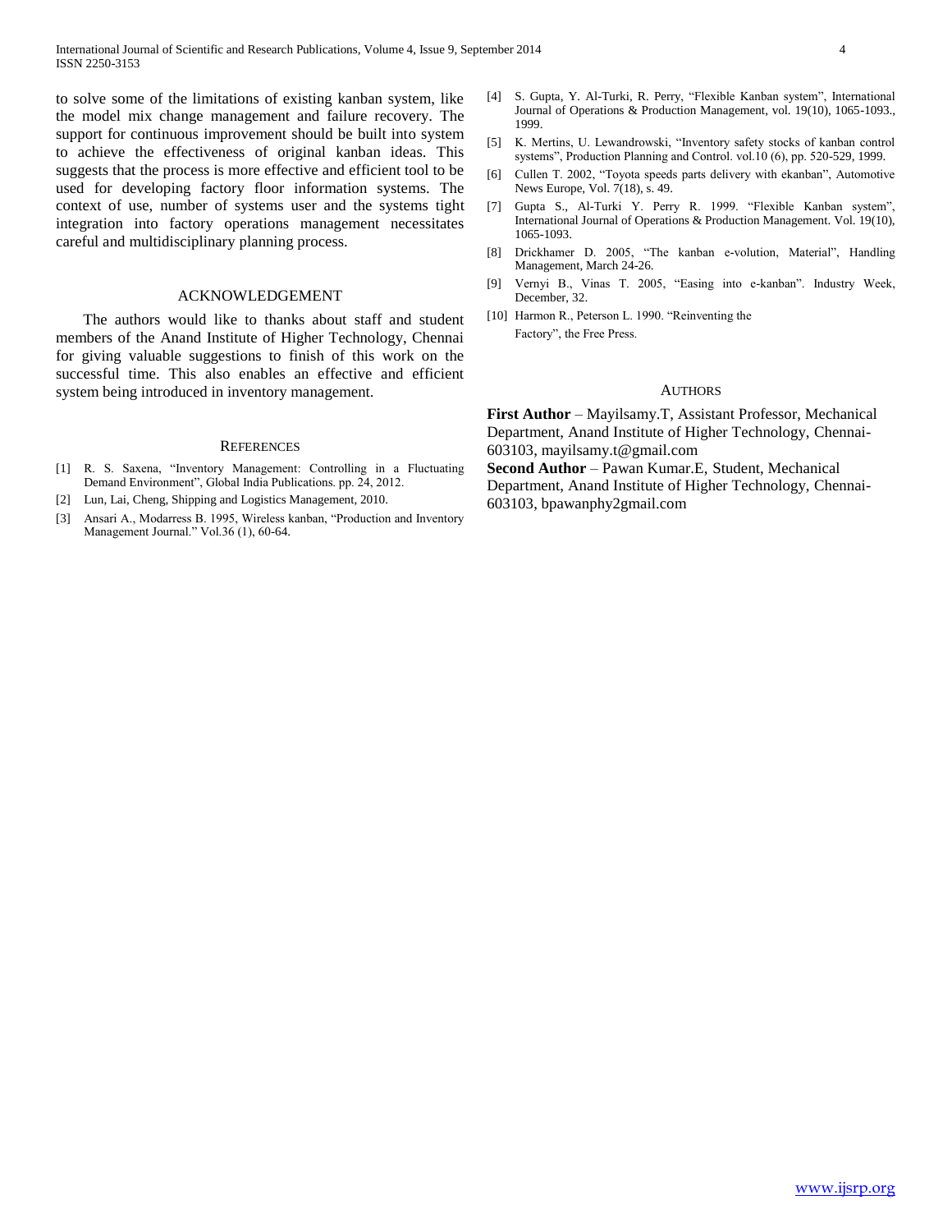to solve some of the limitations of existing kanban system, like the model mix change management and failure recovery. The support for continuous improvement should be built into system to achieve the effectiveness of original kanban ideas. This suggests that the process is more effective and efficient tool to be used for developing factory floor information systems. The context of use, number of systems user and the systems tight integration into factory operations management necessitates careful and multidisciplinary planning process.

## ACKNOWLEDGEMENT

The authors would like to thanks about staff and student members of the Anand Institute of Higher Technology, Chennai for giving valuable suggestions to finish of this work on the successful time. This also enables an effective and efficient system being introduced in inventory management.

## REFERENCES

[1] R. S. Saxena, "Inventory Management: Controlling in a Fluctuating Demand Environment", Global India Publications. pp. 24, 2012.

[2] Lun, Lai, Cheng, Shipping and Logistics Management, 2010.

[3] Ansari A., Modarress B. 1995, Wireless kanban, "Production and Inventory Management Journal." Vol.36 (1), 60-64.

[4] S. Gupta, Y. Al-Turki, R. Perry, "Flexible Kanban system", International Journal of Operations & Production Management, vol. 19(10), 1065-1093., 1999.

[5] K. Mertins, U. Lewandrowski, "Inventory safety stocks of kanban control systems", Production Planning and Control. vol.10 (6), pp. 520-529, 1999.

[6] Cullen T. 2002, "Toyota speeds parts delivery with ekanban", Automotive News Europe, Vol. 7(18), s. 49.

[7] Gupta S., Al-Turki Y. Perry R. 1999. "Flexible Kanban system", International Journal of Operations & Production Management. Vol. 19(10), 1065-1093.

[8] Drickhamer D. 2005, "The kanban e-volution, Material", Handling Management, March 24-26.

[9] Vernyi B., Vinas T. 2005, "Easing into e-kanban". Industry Week, December, 32.

[10] Harmon R., Peterson L. 1990. "Reinventing the Factory", the Free Press.

## AUTHORS

**First Author** – Mayilsamy.T, Assistant Professor, Mechanical Department, Anand Institute of Higher Technology, Chennai-603103, mayilsamy.t@gmail.com

**Second Author** – Pawan Kumar.E, Student, Mechanical Department, Anand Institute of Higher Technology, Chennai-603103, bpawanphy2gmail.com